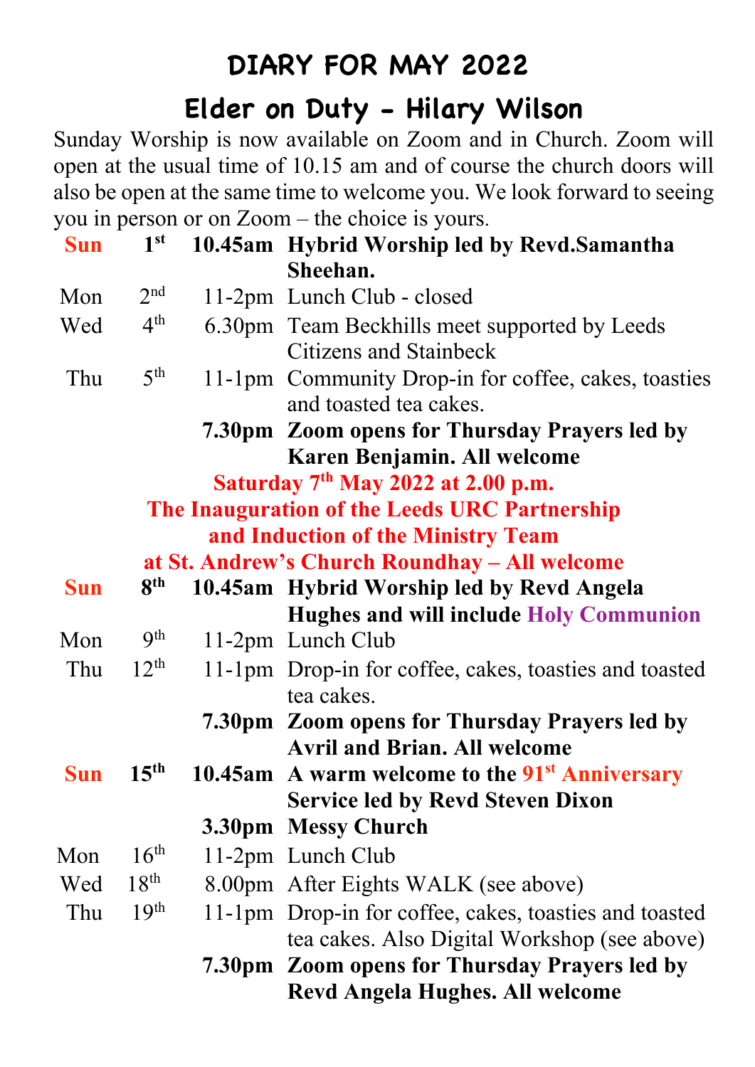# DIARY FOR MAY 2022

## Elder on Duty – Hilary Wilson

Sunday Worship is now available on Zoom and in Church. Zoom will open at the usual time of 10.15 am and of course the church doors will also be open at the same time to welcome you. We look forward to seeing you in person or on Zoom – the choice is yours.

| | | | |
|---|---|---|---|
| **Sun** | **1st** | **10.45am** | **Hybrid Worship led by Revd.Samantha Sheehan.** |
| Mon | 2nd | 11-2pm | Lunch Club - closed |
| Wed | 4th | 6.30pm | Team Beckhills meet supported by Leeds Citizens and Stainbeck |
| Thu | 5th | 11-1pm | Community Drop-in for coffee, cakes, toasties and toasted tea cakes. |
| | | **7.30pm** | **Zoom opens for Thursday Prayers led by Karen Benjamin. All welcome** |

**Saturday 7th May 2022 at 2.00 p.m.**
**The Inauguration of the Leeds URC Partnership and Induction of the Ministry Team at St. Andrew's Church Roundhay – All welcome**

| | | | |
|---|---|---|---|
| **Sun** | **8th** | **10.45am** | **Hybrid Worship led by Revd Angela Hughes and will include Holy Communion** |
| Mon | 9th | 11-2pm | Lunch Club |
| Thu | 12th | 11-1pm | Drop-in for coffee, cakes, toasties and toasted tea cakes. |
| | | **7.30pm** | **Zoom opens for Thursday Prayers led by Avril and Brian. All welcome** |
| **Sun** | **15th** | **10.45am** | **A warm welcome to the 91st Anniversary Service led by Revd Steven Dixon** |
| | | **3.30pm** | **Messy Church** |
| Mon | 16th | 11-2pm | Lunch Club |
| Wed | 18th | 8.00pm | After Eights WALK (see above) |
| Thu | 19th | 11-1pm | Drop-in for coffee, cakes, toasties and toasted tea cakes. Also Digital Workshop (see above) |
| | | **7.30pm** | **Zoom opens for Thursday Prayers led by Revd Angela Hughes. All welcome** |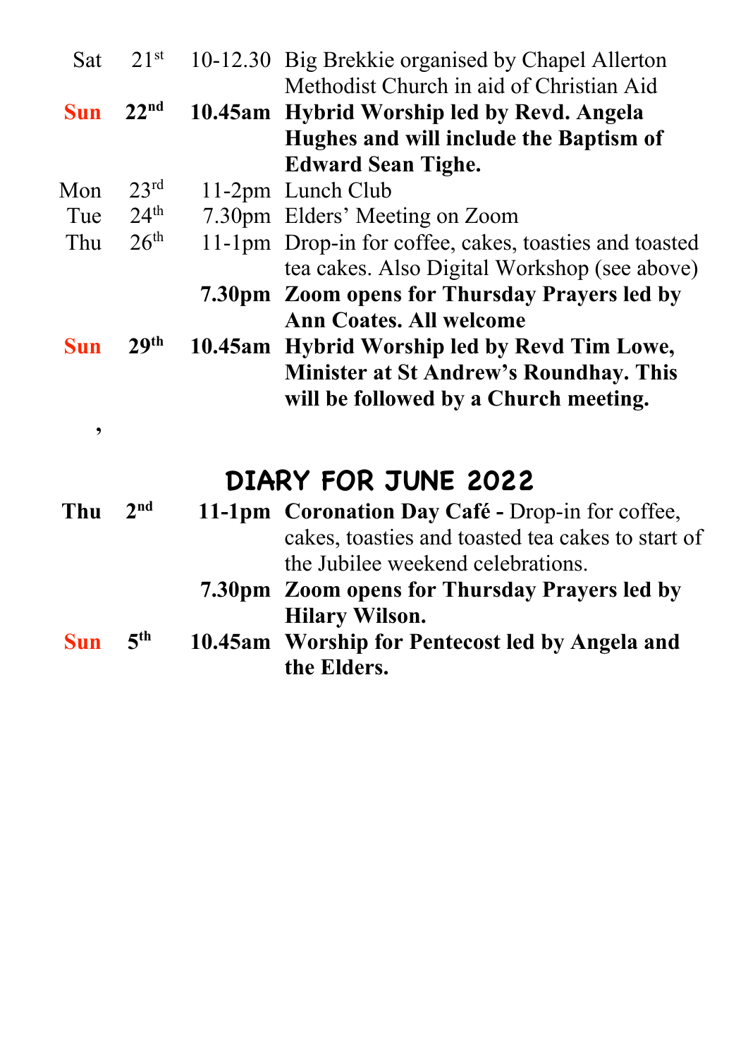| | | | |
|---|---|---|---|
| Sat | 21st | 10-12.30 | Big Brekkie organised by Chapel Allerton Methodist Church in aid of Christian Aid |
| **Sun** | **22nd** | **10.45am** | **Hybrid Worship led by Revd. Angela Hughes and will include the Baptism of Edward Sean Tighe.** |
| Mon | 23rd | 11-2pm | Lunch Club |
| Tue | 24th | 7.30pm | Elders' Meeting on Zoom |
| Thu | 26th | 11-1pm | Drop-in for coffee, cakes, toasties and toasted tea cakes. Also Digital Workshop (see above) |
| | | **7.30pm** | **Zoom opens for Thursday Prayers led by Ann Coates. All welcome** |
| **Sun** | **29th** | **10.45am** | **Hybrid Worship led by Revd Tim Lowe, Minister at St Andrew's Roundhay. This will be followed by a Church meeting.** |

,

## DIARY FOR JUNE 2022

| | | | |
|---|---|---|---|
| **Thu** | **2nd** | **11-1pm** | **Coronation Day Café -** Drop-in for coffee, cakes, toasties and toasted tea cakes to start of the Jubilee weekend celebrations. |
| | | **7.30pm** | **Zoom opens for Thursday Prayers led by Hilary Wilson.** |
| **Sun** | **5th** | **10.45am** | **Worship for Pentecost led by Angela and the Elders.** |